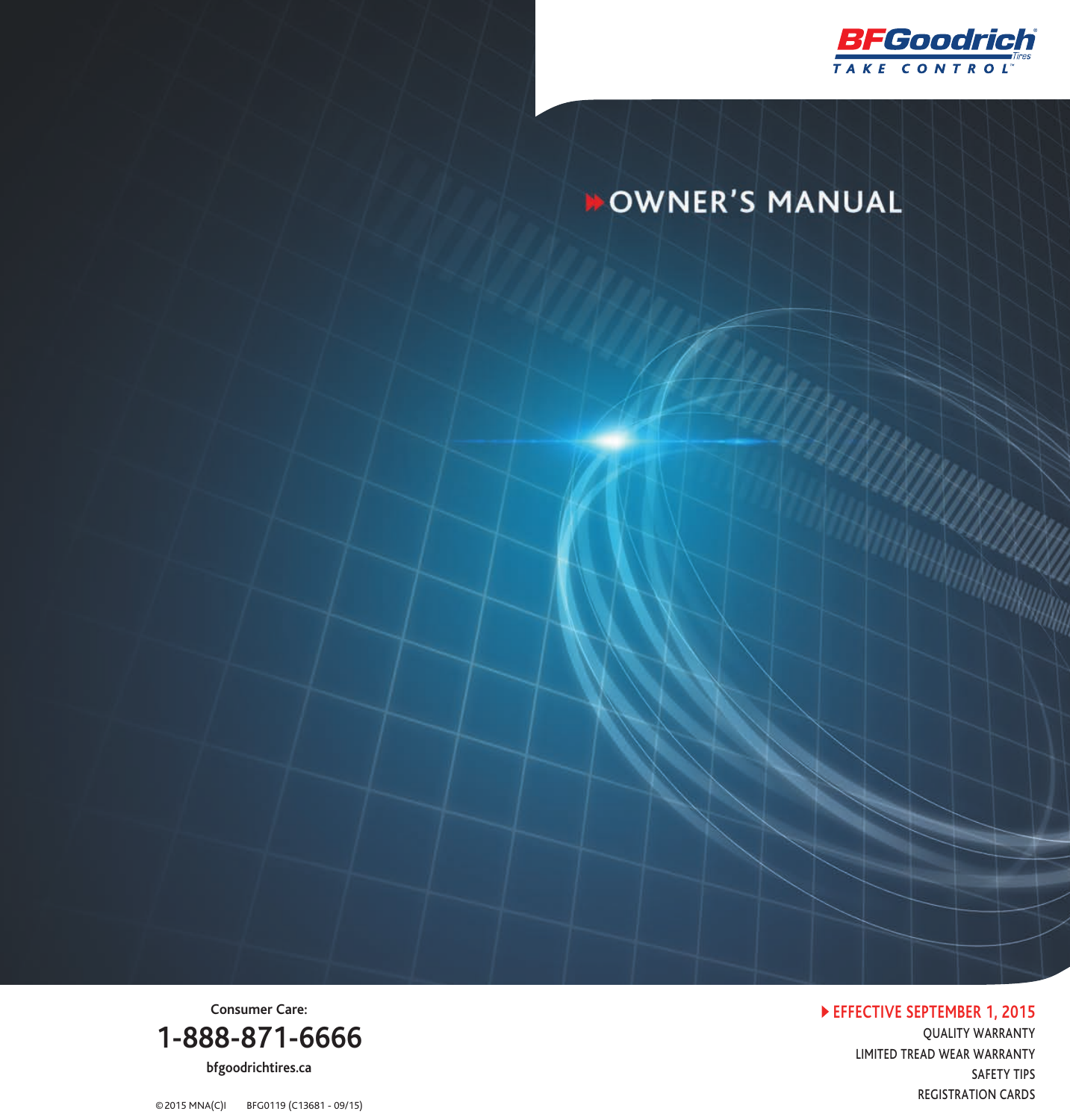BFGoodrich Tires

TAKE CONTROL™

# OWNER'S MANUAL

**EFFECTIVE SEPTEMBER 1, 2015**

QUALITY WARRANTY

LIMITED TREAD WEAR WARRANTY

SAFETY TIPS

REGISTRATION CARDS

**Consumer Care:**

**1-888-871-6666**

**bfgoodrichtires.ca**

©2015 MNA(C)I BFG0119 (C13681 - 09/15)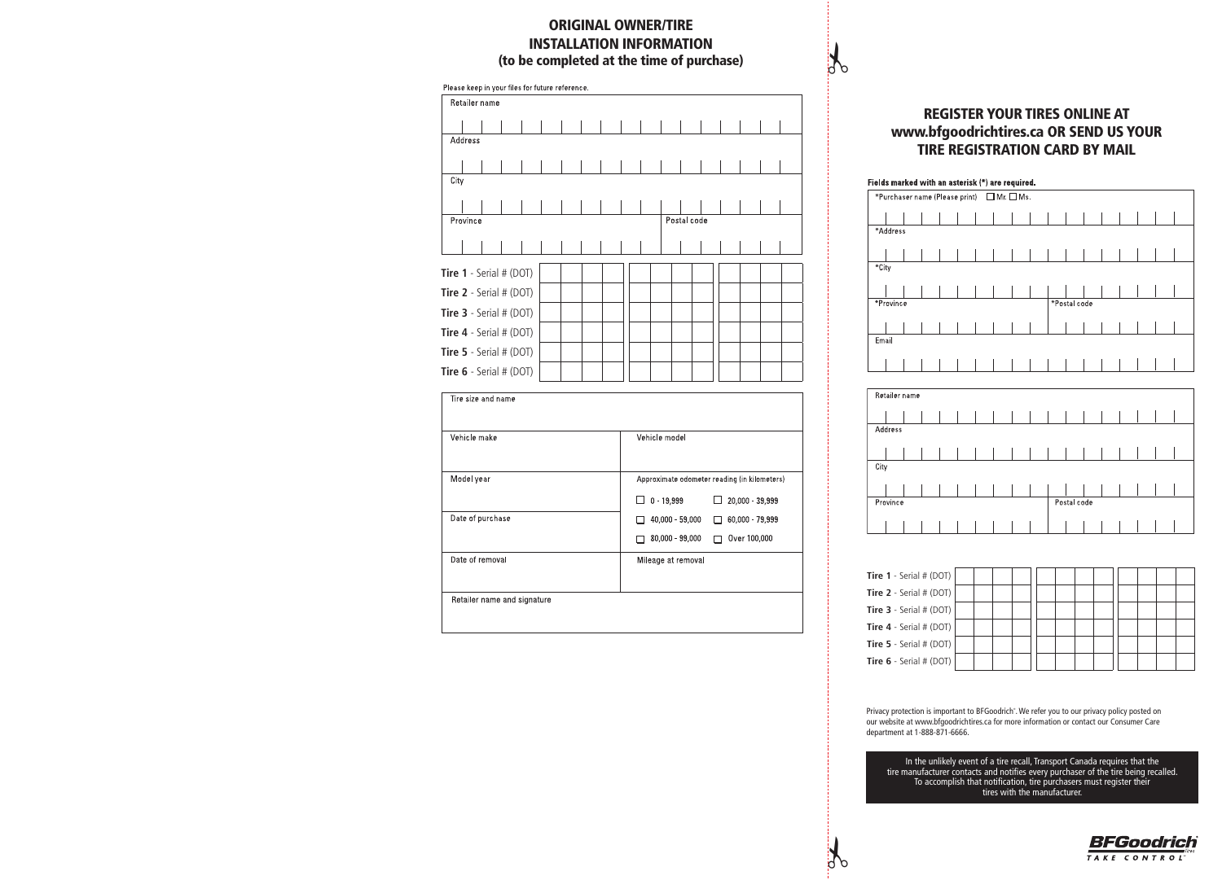## ORIGINAL OWNER/TIRE INSTALLATION INFORMATION (to be completed at the time of purchase)

Please keep in your files for future reference.

| Retailer name | |
|---|---|
| Address | |
| City | |
| Province | Postal code |

| | | | |
|---|---|---|---|
| **Tire 1** - Serial # (DOT) | | | |
| **Tire 2** - Serial # (DOT) | | | |
| **Tire 3** - Serial # (DOT) | | | |
| **Tire 4** - Serial # (DOT) | | | |
| **Tire 5** - Serial # (DOT) | | | |
| **Tire 6** - Serial # (DOT) | | | |

| Tire size and name | |
|---|---|
| Vehicle make | Vehicle model |
| Model year | Approximate odometer reading (in kilometers)<br>☐ 0 - 19,999 ☐ 20,000 - 39,999 |
| Date of purchase | ☐ 40,000 - 59,000 ☐ 60,000 - 79,999<br>☐ 80,000 - 99,000 ☐ Over 100,000 |
| Date of removal | Mileage at removal |
| Retailer name and signature | |

## REGISTER YOUR TIRES ONLINE AT www.bfgoodrichtires.ca OR SEND US YOUR TIRE REGISTRATION CARD BY MAIL

Fields marked with an asterisk (*) are required.

| *Purchaser name (Please print) ☐ Mr. ☐ Ms. | |
|---|---|
| *Address | |
| *City | |
| *Province | *Postal code |
| Email | |

| Retailer name | |
|---|---|
| Address | |
| City | |
| Province | Postal code |

| | | | |
|---|---|---|---|
| **Tire 1** - Serial # (DOT) | | | |
| **Tire 2** - Serial # (DOT) | | | |
| **Tire 3** - Serial # (DOT) | | | |
| **Tire 4** - Serial # (DOT) | | | |
| **Tire 5** - Serial # (DOT) | | | |
| **Tire 6** - Serial # (DOT) | | | |

Privacy protection is important to BFGoodrich®. We refer you to our privacy policy posted on our website at www.bfgoodrichtires.ca for more information or contact our Consumer Care department at 1-888-871-6666.

In the unlikely event of a tire recall, Transport Canada requires that the tire manufacturer contacts and notifies every purchaser of the tire being recalled. To accomplish that notification, tire purchasers must register their tires with the manufacturer.

BFGoodrich TAKE CONTROL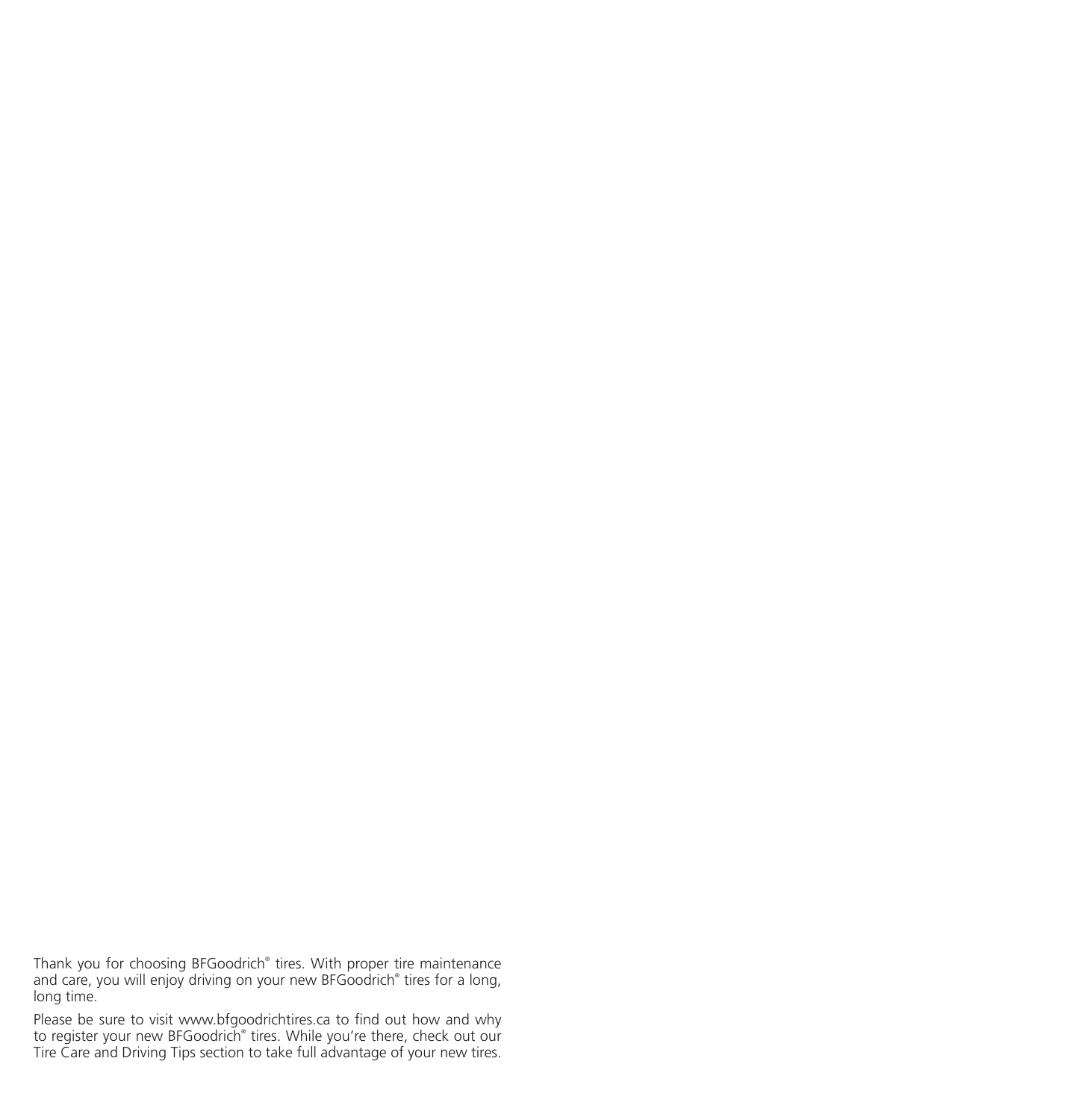Thank you for choosing BFGoodrich® tires. With proper tire maintenance and care, you will enjoy driving on your new BFGoodrich® tires for a long, long time.

Please be sure to visit www.bfgoodrichtires.ca to find out how and why to register your new BFGoodrich® tires. While you're there, check out our Tire Care and Driving Tips section to take full advantage of your new tires.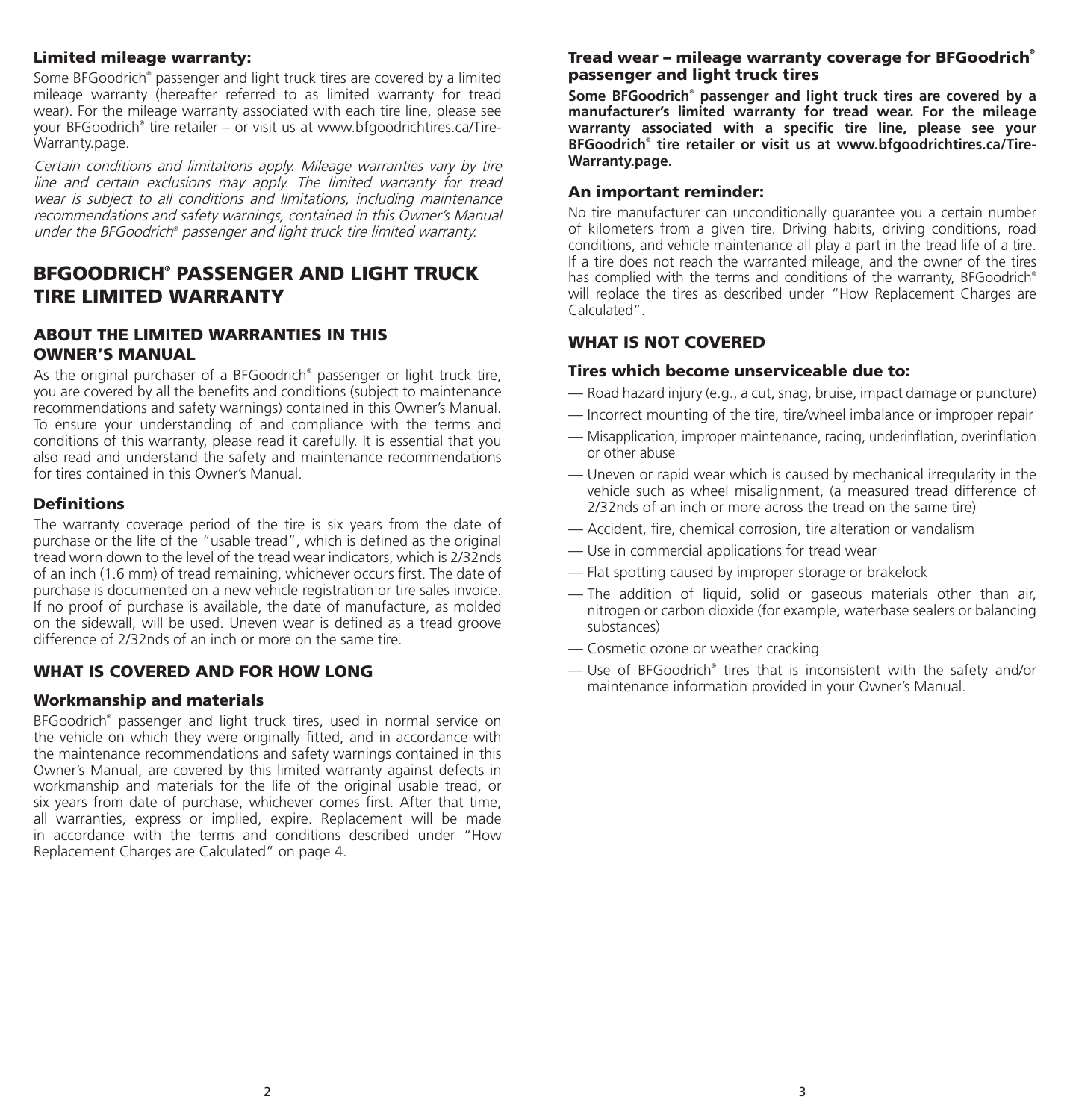### Limited mileage warranty:

Some BFGoodrich® passenger and light truck tires are covered by a limited mileage warranty (hereafter referred to as limited warranty for tread wear). For the mileage warranty associated with each tire line, please see your BFGoodrich® tire retailer – or visit us at www.bfgoodrichtires.ca/Tire-Warranty.page.

*Certain conditions and limitations apply. Mileage warranties vary by tire line and certain exclusions may apply. The limited warranty for tread wear is subject to all conditions and limitations, including maintenance recommendations and safety warnings, contained in this Owner's Manual under the BFGoodrich® passenger and light truck tire limited warranty.*

# BFGOODRICH® PASSENGER AND LIGHT TRUCK TIRE LIMITED WARRANTY

## ABOUT THE LIMITED WARRANTIES IN THIS OWNER'S MANUAL

As the original purchaser of a BFGoodrich® passenger or light truck tire, you are covered by all the benefits and conditions (subject to maintenance recommendations and safety warnings) contained in this Owner's Manual. To ensure your understanding of and compliance with the terms and conditions of this warranty, please read it carefully. It is essential that you also read and understand the safety and maintenance recommendations for tires contained in this Owner's Manual.

### Definitions

The warranty coverage period of the tire is six years from the date of purchase or the life of the "usable tread", which is defined as the original tread worn down to the level of the tread wear indicators, which is 2/32nds of an inch (1.6 mm) of tread remaining, whichever occurs first. The date of purchase is documented on a new vehicle registration or tire sales invoice. If no proof of purchase is available, the date of manufacture, as molded on the sidewall, will be used. Uneven wear is defined as a tread groove difference of 2/32nds of an inch or more on the same tire.

## WHAT IS COVERED AND FOR HOW LONG

### Workmanship and materials

BFGoodrich® passenger and light truck tires, used in normal service on the vehicle on which they were originally fitted, and in accordance with the maintenance recommendations and safety warnings contained in this Owner's Manual, are covered by this limited warranty against defects in workmanship and materials for the life of the original usable tread, or six years from date of purchase, whichever comes first. After that time, all warranties, express or implied, expire. Replacement will be made in accordance with the terms and conditions described under "How Replacement Charges are Calculated" on page 4.

### Tread wear – mileage warranty coverage for BFGoodrich® passenger and light truck tires

**Some BFGoodrich® passenger and light truck tires are covered by a manufacturer's limited warranty for tread wear. For the mileage warranty associated with a specific tire line, please see your BFGoodrich® tire retailer or visit us at www.bfgoodrichtires.ca/Tire-Warranty.page.**

### An important reminder:

No tire manufacturer can unconditionally guarantee you a certain number of kilometers from a given tire. Driving habits, driving conditions, road conditions, and vehicle maintenance all play a part in the tread life of a tire. If a tire does not reach the warranted mileage, and the owner of the tires has complied with the terms and conditions of the warranty, BFGoodrich® will replace the tires as described under "How Replacement Charges are Calculated".

## WHAT IS NOT COVERED

### Tires which become unserviceable due to:

- Road hazard injury (e.g., a cut, snag, bruise, impact damage or puncture)
- Incorrect mounting of the tire, tire/wheel imbalance or improper repair
- Misapplication, improper maintenance, racing, underinflation, overinflation or other abuse
- Uneven or rapid wear which is caused by mechanical irregularity in the vehicle such as wheel misalignment, (a measured tread difference of 2/32nds of an inch or more across the tread on the same tire)
- Accident, fire, chemical corrosion, tire alteration or vandalism
- Use in commercial applications for tread wear
- Flat spotting caused by improper storage or brakelock
- The addition of liquid, solid or gaseous materials other than air, nitrogen or carbon dioxide (for example, waterbase sealers or balancing substances)
- Cosmetic ozone or weather cracking
- Use of BFGoodrich® tires that is inconsistent with the safety and/or maintenance information provided in your Owner's Manual.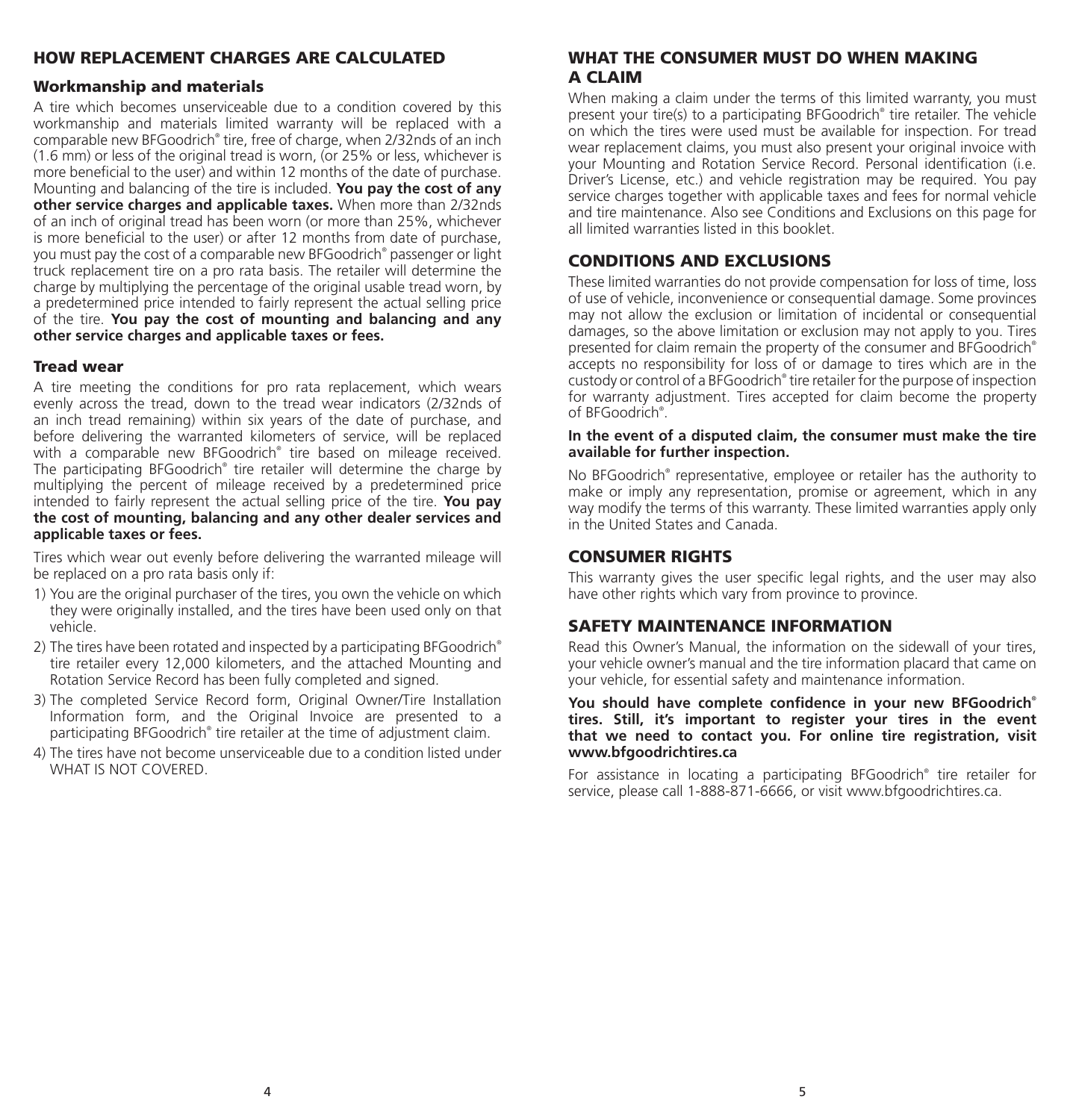## HOW REPLACEMENT CHARGES ARE CALCULATED

### Workmanship and materials

A tire which becomes unserviceable due to a condition covered by this workmanship and materials limited warranty will be replaced with a comparable new BFGoodrich® tire, free of charge, when 2/32nds of an inch (1.6 mm) or less of the original tread is worn, (or 25% or less, whichever is more beneficial to the user) and within 12 months of the date of purchase. Mounting and balancing of the tire is included. **You pay the cost of any other service charges and applicable taxes.** When more than 2/32nds of an inch of original tread has been worn (or more than 25%, whichever is more beneficial to the user) or after 12 months from date of purchase, you must pay the cost of a comparable new BFGoodrich® passenger or light truck replacement tire on a pro rata basis. The retailer will determine the charge by multiplying the percentage of the original usable tread worn, by a predetermined price intended to fairly represent the actual selling price of the tire. **You pay the cost of mounting and balancing and any other service charges and applicable taxes or fees.**

### Tread wear

A tire meeting the conditions for pro rata replacement, which wears evenly across the tread, down to the tread wear indicators (2/32nds of an inch tread remaining) within six years of the date of purchase, and before delivering the warranted kilometers of service, will be replaced with a comparable new BFGoodrich® tire based on mileage received. The participating BFGoodrich® tire retailer will determine the charge by multiplying the percent of mileage received by a predetermined price intended to fairly represent the actual selling price of the tire. **You pay the cost of mounting, balancing and any other dealer services and applicable taxes or fees.**

Tires which wear out evenly before delivering the warranted mileage will be replaced on a pro rata basis only if:

1) You are the original purchaser of the tires, you own the vehicle on which they were originally installed, and the tires have been used only on that vehicle.
2) The tires have been rotated and inspected by a participating BFGoodrich® tire retailer every 12,000 kilometers, and the attached Mounting and Rotation Service Record has been fully completed and signed.
3) The completed Service Record form, Original Owner/Tire Installation Information form, and the Original Invoice are presented to a participating BFGoodrich® tire retailer at the time of adjustment claim.
4) The tires have not become unserviceable due to a condition listed under WHAT IS NOT COVERED.

## WHAT THE CONSUMER MUST DO WHEN MAKING A CLAIM

When making a claim under the terms of this limited warranty, you must present your tire(s) to a participating BFGoodrich® tire retailer. The vehicle on which the tires were used must be available for inspection. For tread wear replacement claims, you must also present your original invoice with your Mounting and Rotation Service Record. Personal identification (i.e. Driver's License, etc.) and vehicle registration may be required. You pay service charges together with applicable taxes and fees for normal vehicle and tire maintenance. Also see Conditions and Exclusions on this page for all limited warranties listed in this booklet.

## CONDITIONS AND EXCLUSIONS

These limited warranties do not provide compensation for loss of time, loss of use of vehicle, inconvenience or consequential damage. Some provinces may not allow the exclusion or limitation of incidental or consequential damages, so the above limitation or exclusion may not apply to you. Tires presented for claim remain the property of the consumer and BFGoodrich® accepts no responsibility for loss of or damage to tires which are in the custody or control of a BFGoodrich® tire retailer for the purpose of inspection for warranty adjustment. Tires accepted for claim become the property of BFGoodrich®.

**In the event of a disputed claim, the consumer must make the tire available for further inspection.**

No BFGoodrich® representative, employee or retailer has the authority to make or imply any representation, promise or agreement, which in any way modify the terms of this warranty. These limited warranties apply only in the United States and Canada.

## CONSUMER RIGHTS

This warranty gives the user specific legal rights, and the user may also have other rights which vary from province to province.

## SAFETY MAINTENANCE INFORMATION

Read this Owner's Manual, the information on the sidewall of your tires, your vehicle owner's manual and the tire information placard that came on your vehicle, for essential safety and maintenance information.

**You should have complete confidence in your new BFGoodrich® tires. Still, it's important to register your tires in the event that we need to contact you. For online tire registration, visit www.bfgoodrichtires.ca**

For assistance in locating a participating BFGoodrich® tire retailer for service, please call 1-888-871-6666, or visit www.bfgoodrichtires.ca.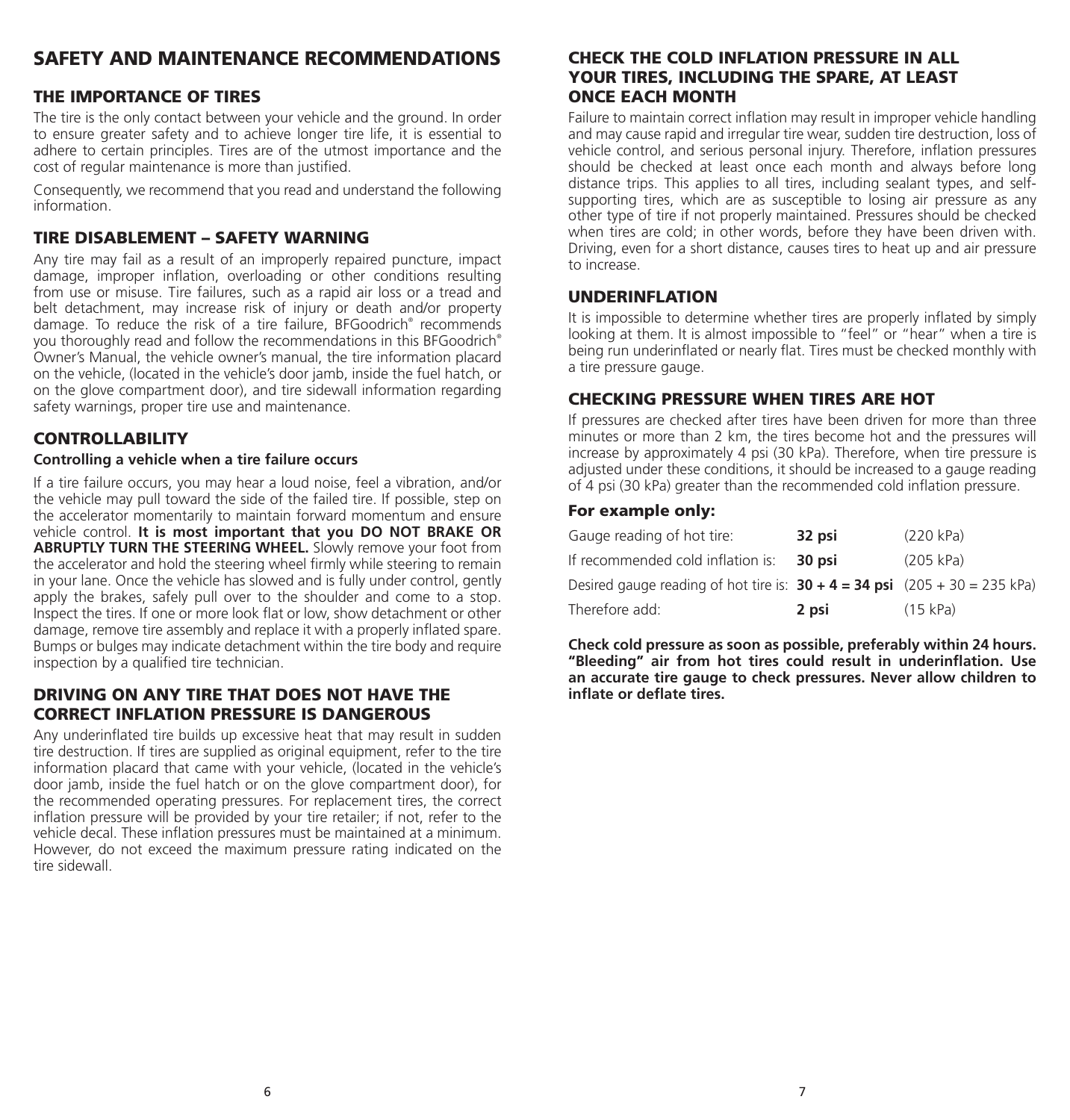# SAFETY AND MAINTENANCE RECOMMENDATIONS

## THE IMPORTANCE OF TIRES

The tire is the only contact between your vehicle and the ground. In order to ensure greater safety and to achieve longer tire life, it is essential to adhere to certain principles. Tires are of the utmost importance and the cost of regular maintenance is more than justified.

Consequently, we recommend that you read and understand the following information.

## TIRE DISABLEMENT – SAFETY WARNING

Any tire may fail as a result of an improperly repaired puncture, impact damage, improper inflation, overloading or other conditions resulting from use or misuse. Tire failures, such as a rapid air loss or a tread and belt detachment, may increase risk of injury or death and/or property damage. To reduce the risk of a tire failure, BFGoodrich® recommends you thoroughly read and follow the recommendations in this BFGoodrich® Owner's Manual, the vehicle owner's manual, the tire information placard on the vehicle, (located in the vehicle's door jamb, inside the fuel hatch, or on the glove compartment door), and tire sidewall information regarding safety warnings, proper tire use and maintenance.

## CONTROLLABILITY

**Controlling a vehicle when a tire failure occurs**

If a tire failure occurs, you may hear a loud noise, feel a vibration, and/or the vehicle may pull toward the side of the failed tire. If possible, step on the accelerator momentarily to maintain forward momentum and ensure vehicle control. **It is most important that you DO NOT BRAKE OR ABRUPTLY TURN THE STEERING WHEEL.** Slowly remove your foot from the accelerator and hold the steering wheel firmly while steering to remain in your lane. Once the vehicle has slowed and is fully under control, gently apply the brakes, safely pull over to the shoulder and come to a stop. Inspect the tires. If one or more look flat or low, show detachment or other damage, remove tire assembly and replace it with a properly inflated spare. Bumps or bulges may indicate detachment within the tire body and require inspection by a qualified tire technician.

## DRIVING ON ANY TIRE THAT DOES NOT HAVE THE CORRECT INFLATION PRESSURE IS DANGEROUS

Any underinflated tire builds up excessive heat that may result in sudden tire destruction. If tires are supplied as original equipment, refer to the tire information placard that came with your vehicle, (located in the vehicle's door jamb, inside the fuel hatch or on the glove compartment door), for the recommended operating pressures. For replacement tires, the correct inflation pressure will be provided by your tire retailer; if not, refer to the vehicle decal. These inflation pressures must be maintained at a minimum. However, do not exceed the maximum pressure rating indicated on the tire sidewall.

## CHECK THE COLD INFLATION PRESSURE IN ALL YOUR TIRES, INCLUDING THE SPARE, AT LEAST ONCE EACH MONTH

Failure to maintain correct inflation may result in improper vehicle handling and may cause rapid and irregular tire wear, sudden tire destruction, loss of vehicle control, and serious personal injury. Therefore, inflation pressures should be checked at least once each month and always before long distance trips. This applies to all tires, including sealant types, and self-supporting tires, which are as susceptible to losing air pressure as any other type of tire if not properly maintained. Pressures should be checked when tires are cold; in other words, before they have been driven with. Driving, even for a short distance, causes tires to heat up and air pressure to increase.

## UNDERINFLATION

It is impossible to determine whether tires are properly inflated by simply looking at them. It is almost impossible to "feel" or "hear" when a tire is being run underinflated or nearly flat. Tires must be checked monthly with a tire pressure gauge.

## CHECKING PRESSURE WHEN TIRES ARE HOT

If pressures are checked after tires have been driven for more than three minutes or more than 2 km, the tires become hot and the pressures will increase by approximately 4 psi (30 kPa). Therefore, when tire pressure is adjusted under these conditions, it should be increased to a gauge reading of 4 psi (30 kPa) greater than the recommended cold inflation pressure.

### For example only:

| | | |
|---|---|---|
| Gauge reading of hot tire: | **32 psi** | (220 kPa) |
| If recommended cold inflation is: | **30 psi** | (205 kPa) |
| Desired gauge reading of hot tire is: | **30 + 4 = 34 psi** | (205 + 30 = 235 kPa) |
| Therefore add: | **2 psi** | (15 kPa) |

**Check cold pressure as soon as possible, preferably within 24 hours. "Bleeding" air from hot tires could result in underinflation. Use an accurate tire gauge to check pressures. Never allow children to inflate or deflate tires.**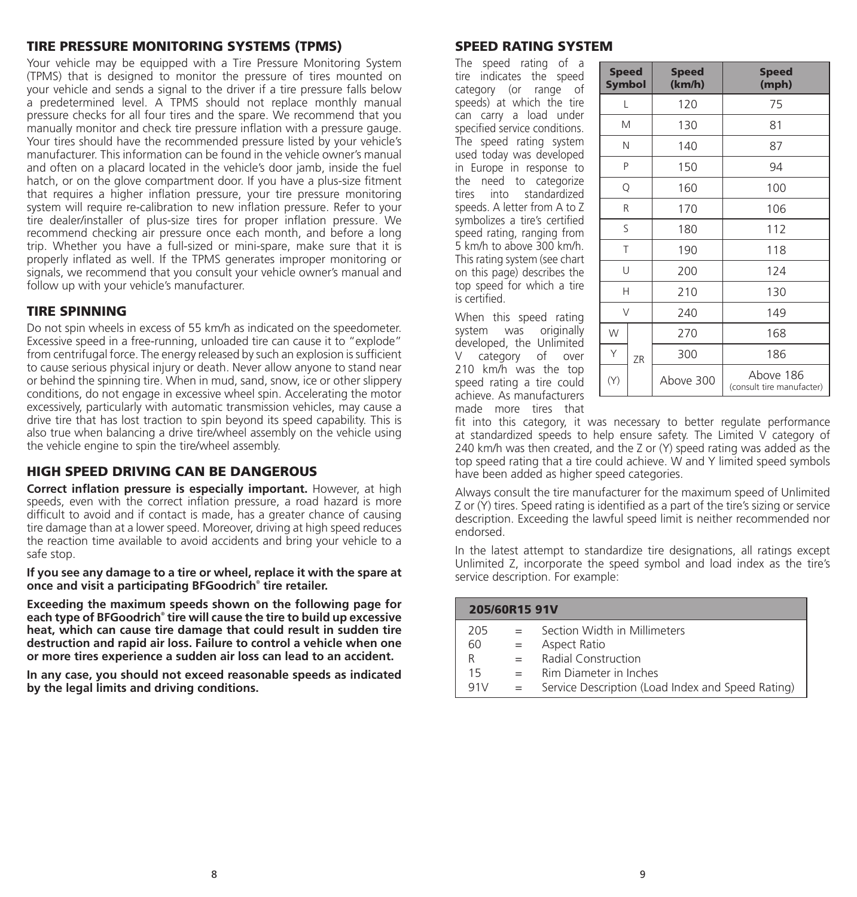## TIRE PRESSURE MONITORING SYSTEMS (TPMS)

Your vehicle may be equipped with a Tire Pressure Monitoring System (TPMS) that is designed to monitor the pressure of tires mounted on your vehicle and sends a signal to the driver if a tire pressure falls below a predetermined level. A TPMS should not replace monthly manual pressure checks for all four tires and the spare. We recommend that you manually monitor and check tire pressure inflation with a pressure gauge. Your tires should have the recommended pressure listed by your vehicle's manufacturer. This information can be found in the vehicle owner's manual and often on a placard located in the vehicle's door jamb, inside the fuel hatch, or on the glove compartment door. If you have a plus-size fitment that requires a higher inflation pressure, your tire pressure monitoring system will require re-calibration to new inflation pressure. Refer to your tire dealer/installer of plus-size tires for proper inflation pressure. We recommend checking air pressure once each month, and before a long trip. Whether you have a full-sized or mini-spare, make sure that it is properly inflated as well. If the TPMS generates improper monitoring or signals, we recommend that you consult your vehicle owner's manual and follow up with your vehicle's manufacturer.

## TIRE SPINNING

Do not spin wheels in excess of 55 km/h as indicated on the speedometer. Excessive speed in a free-running, unloaded tire can cause it to "explode" from centrifugal force. The energy released by such an explosion is sufficient to cause serious physical injury or death. Never allow anyone to stand near or behind the spinning tire. When in mud, sand, snow, ice or other slippery conditions, do not engage in excessive wheel spin. Accelerating the motor excessively, particularly with automatic transmission vehicles, may cause a drive tire that has lost traction to spin beyond its speed capability. This is also true when balancing a drive tire/wheel assembly on the vehicle using the vehicle engine to spin the tire/wheel assembly.

## HIGH SPEED DRIVING CAN BE DANGEROUS

**Correct inflation pressure is especially important.** However, at high speeds, even with the correct inflation pressure, a road hazard is more difficult to avoid and if contact is made, has a greater chance of causing tire damage than at a lower speed. Moreover, driving at high speed reduces the reaction time available to avoid accidents and bring your vehicle to a safe stop.

**If you see any damage to a tire or wheel, replace it with the spare at once and visit a participating BFGoodrich® tire retailer.**

**Exceeding the maximum speeds shown on the following page for each type of BFGoodrich® tire will cause the tire to build up excessive heat, which can cause tire damage that could result in sudden tire destruction and rapid air loss. Failure to control a vehicle when one or more tires experience a sudden air loss can lead to an accident.**

**In any case, you should not exceed reasonable speeds as indicated by the legal limits and driving conditions.**

## SPEED RATING SYSTEM

The speed rating of a tire indicates the speed category (or range of speeds) at which the tire can carry a load under specified service conditions. The speed rating system used today was developed in Europe in response to the need to categorize tires into standardized speeds. A letter from A to Z symbolizes a tire's certified speed rating, ranging from 5 km/h to above 300 km/h. This rating system (see chart on this page) describes the top speed for which a tire is certified.

| Speed Symbol | | Speed (km/h) | Speed (mph) |
|---|---|---|---|
| L | | 120 | 75 |
| M | | 130 | 81 |
| N | | 140 | 87 |
| P | | 150 | 94 |
| Q | | 160 | 100 |
| R | | 170 | 106 |
| S | | 180 | 112 |
| T | | 190 | 118 |
| U | | 200 | 124 |
| H | | 210 | 130 |
| V | | 240 | 149 |
| W | ZR | 270 | 168 |
| Y | ZR | 300 | 186 |
| (Y) | ZR | Above 300 | Above 186 (consult tire manufacter) |

When this speed rating system was originally developed, the Unlimited V category of over 210 km/h was the top speed rating a tire could achieve. As manufacturers made more tires that fit into this category, it was necessary to better regulate performance at standardized speeds to help ensure safety. The Limited V category of 240 km/h was then created, and the Z or (Y) speed rating was added as the top speed rating that a tire could achieve. W and Y limited speed symbols have been added as higher speed categories.

Always consult the tire manufacturer for the maximum speed of Unlimited Z or (Y) tires. Speed rating is identified as a part of the tire's sizing or service description. Exceeding the lawful speed limit is neither recommended nor endorsed.

In the latest attempt to standardize tire designations, all ratings except Unlimited Z, incorporate the speed symbol and load index as the tire's service description. For example:

| 205/60R15 91V | | |
|---|---|---|
| 205 | = | Section Width in Millimeters |
| 60 | = | Aspect Ratio |
| R | = | Radial Construction |
| 15 | = | Rim Diameter in Inches |
| 91V | = | Service Description (Load Index and Speed Rating) |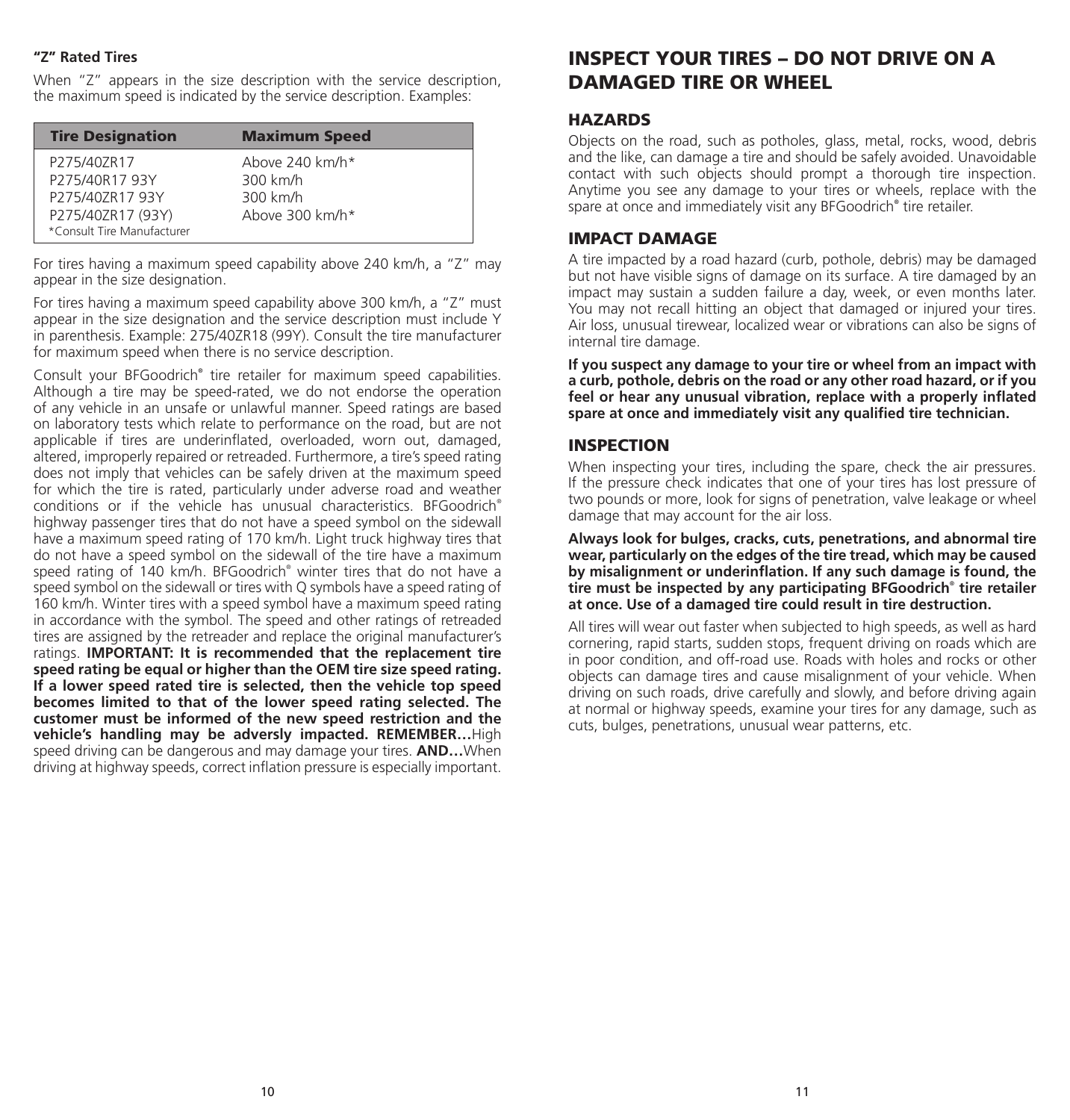### "Z" Rated Tires

When "Z" appears in the size description with the service description, the maximum speed is indicated by the service description. Examples:

| Tire Designation | Maximum Speed |
|---|---|
| P275/40ZR17 | Above 240 km/h* |
| P275/40R17 93Y | 300 km/h |
| P275/40ZR17 93Y | 300 km/h |
| P275/40ZR17 (93Y) | Above 300 km/h* |

*Consult Tire Manufacturer

For tires having a maximum speed capability above 240 km/h, a "Z" may appear in the size designation.

For tires having a maximum speed capability above 300 km/h, a "Z" must appear in the size designation and the service description must include Y in parenthesis. Example: 275/40ZR18 (99Y). Consult the tire manufacturer for maximum speed when there is no service description.

Consult your BFGoodrich® tire retailer for maximum speed capabilities. Although a tire may be speed-rated, we do not endorse the operation of any vehicle in an unsafe or unlawful manner. Speed ratings are based on laboratory tests which relate to performance on the road, but are not applicable if tires are underinflated, overloaded, worn out, damaged, altered, improperly repaired or retreaded. Furthermore, a tire's speed rating does not imply that vehicles can be safely driven at the maximum speed for which the tire is rated, particularly under adverse road and weather conditions or if the vehicle has unusual characteristics. BFGoodrich® highway passenger tires that do not have a speed symbol on the sidewall have a maximum speed rating of 170 km/h. Light truck highway tires that do not have a speed symbol on the sidewall of the tire have a maximum speed rating of 140 km/h. BFGoodrich® winter tires that do not have a speed symbol on the sidewall or tires with Q symbols have a speed rating of 160 km/h. Winter tires with a speed symbol have a maximum speed rating in accordance with the symbol. The speed and other ratings of retreaded tires are assigned by the retreader and replace the original manufacturer's ratings. **IMPORTANT: It is recommended that the replacement tire speed rating be equal or higher than the OEM tire size speed rating. If a lower speed rated tire is selected, then the vehicle top speed becomes limited to that of the lower speed rating selected. The customer must be informed of the new speed restriction and the vehicle's handling may be adversly impacted. REMEMBER…**High speed driving can be dangerous and may damage your tires. **AND…**When driving at highway speeds, correct inflation pressure is especially important.

# INSPECT YOUR TIRES – DO NOT DRIVE ON A DAMAGED TIRE OR WHEEL

## HAZARDS

Objects on the road, such as potholes, glass, metal, rocks, wood, debris and the like, can damage a tire and should be safely avoided. Unavoidable contact with such objects should prompt a thorough tire inspection. Anytime you see any damage to your tires or wheels, replace with the spare at once and immediately visit any BFGoodrich® tire retailer.

## IMPACT DAMAGE

A tire impacted by a road hazard (curb, pothole, debris) may be damaged but not have visible signs of damage on its surface. A tire damaged by an impact may sustain a sudden failure a day, week, or even months later. You may not recall hitting an object that damaged or injured your tires. Air loss, unusual tirewear, localized wear or vibrations can also be signs of internal tire damage.

**If you suspect any damage to your tire or wheel from an impact with a curb, pothole, debris on the road or any other road hazard, or if you feel or hear any unusual vibration, replace with a properly inflated spare at once and immediately visit any qualified tire technician.**

## INSPECTION

When inspecting your tires, including the spare, check the air pressures. If the pressure check indicates that one of your tires has lost pressure of two pounds or more, look for signs of penetration, valve leakage or wheel damage that may account for the air loss.

**Always look for bulges, cracks, cuts, penetrations, and abnormal tire wear, particularly on the edges of the tire tread, which may be caused by misalignment or underinflation. If any such damage is found, the tire must be inspected by any participating BFGoodrich® tire retailer at once. Use of a damaged tire could result in tire destruction.**

All tires will wear out faster when subjected to high speeds, as well as hard cornering, rapid starts, sudden stops, frequent driving on roads which are in poor condition, and off-road use. Roads with holes and rocks or other objects can damage tires and cause misalignment of your vehicle. When driving on such roads, drive carefully and slowly, and before driving again at normal or highway speeds, examine your tires for any damage, such as cuts, bulges, penetrations, unusual wear patterns, etc.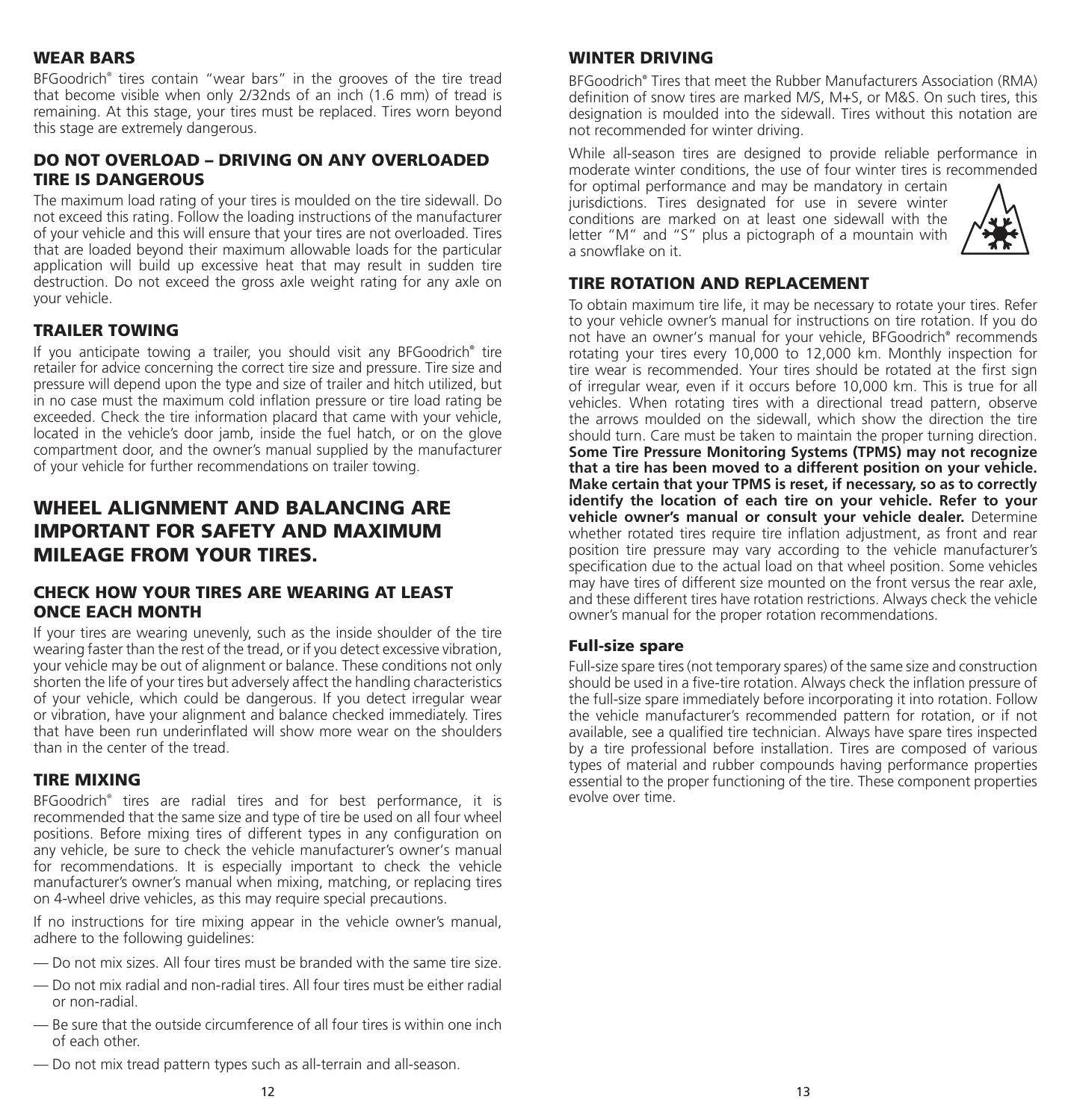## WEAR BARS

BFGoodrich® tires contain "wear bars" in the grooves of the tire tread that become visible when only 2/32nds of an inch (1.6 mm) of tread is remaining. At this stage, your tires must be replaced. Tires worn beyond this stage are extremely dangerous.

## DO NOT OVERLOAD – DRIVING ON ANY OVERLOADED TIRE IS DANGEROUS

The maximum load rating of your tires is moulded on the tire sidewall. Do not exceed this rating. Follow the loading instructions of the manufacturer of your vehicle and this will ensure that your tires are not overloaded. Tires that are loaded beyond their maximum allowable loads for the particular application will build up excessive heat that may result in sudden tire destruction. Do not exceed the gross axle weight rating for any axle on your vehicle.

## TRAILER TOWING

If you anticipate towing a trailer, you should visit any BFGoodrich® tire retailer for advice concerning the correct tire size and pressure. Tire size and pressure will depend upon the type and size of trailer and hitch utilized, but in no case must the maximum cold inflation pressure or tire load rating be exceeded. Check the tire information placard that came with your vehicle, located in the vehicle's door jamb, inside the fuel hatch, or on the glove compartment door, and the owner's manual supplied by the manufacturer of your vehicle for further recommendations on trailer towing.

# WHEEL ALIGNMENT AND BALANCING ARE IMPORTANT FOR SAFETY AND MAXIMUM MILEAGE FROM YOUR TIRES.

## CHECK HOW YOUR TIRES ARE WEARING AT LEAST ONCE EACH MONTH

If your tires are wearing unevenly, such as the inside shoulder of the tire wearing faster than the rest of the tread, or if you detect excessive vibration, your vehicle may be out of alignment or balance. These conditions not only shorten the life of your tires but adversely affect the handling characteristics of your vehicle, which could be dangerous. If you detect irregular wear or vibration, have your alignment and balance checked immediately. Tires that have been run underinflated will show more wear on the shoulders than in the center of the tread.

## TIRE MIXING

BFGoodrich® tires are radial tires and for best performance, it is recommended that the same size and type of tire be used on all four wheel positions. Before mixing tires of different types in any configuration on any vehicle, be sure to check the vehicle manufacturer's owner's manual for recommendations. It is especially important to check the vehicle manufacturer's owner's manual when mixing, matching, or replacing tires on 4-wheel drive vehicles, as this may require special precautions.

If no instructions for tire mixing appear in the vehicle owner's manual, adhere to the following guidelines:

- Do not mix sizes. All four tires must be branded with the same tire size.
- Do not mix radial and non-radial tires. All four tires must be either radial or non-radial.
- Be sure that the outside circumference of all four tires is within one inch of each other.
- Do not mix tread pattern types such as all-terrain and all-season.

## WINTER DRIVING

BFGoodrich® Tires that meet the Rubber Manufacturers Association (RMA) definition of snow tires are marked M/S, M+S, or M&S. On such tires, this designation is moulded into the sidewall. Tires without this notation are not recommended for winter driving.

While all-season tires are designed to provide reliable performance in moderate winter conditions, the use of four winter tires is recommended for optimal performance and may be mandatory in certain jurisdictions. Tires designated for use in severe winter conditions are marked on at least one sidewall with the letter "M" and "S" plus a pictograph of a mountain with a snowflake on it.

## TIRE ROTATION AND REPLACEMENT

To obtain maximum tire life, it may be necessary to rotate your tires. Refer to your vehicle owner's manual for instructions on tire rotation. If you do not have an owner's manual for your vehicle, BFGoodrich® recommends rotating your tires every 10,000 to 12,000 km. Monthly inspection for tire wear is recommended. Your tires should be rotated at the first sign of irregular wear, even if it occurs before 10,000 km. This is true for all vehicles. When rotating tires with a directional tread pattern, observe the arrows moulded on the sidewall, which show the direction the tire should turn. Care must be taken to maintain the proper turning direction. **Some Tire Pressure Monitoring Systems (TPMS) may not recognize that a tire has been moved to a different position on your vehicle. Make certain that your TPMS is reset, if necessary, so as to correctly identify the location of each tire on your vehicle. Refer to your vehicle owner's manual or consult your vehicle dealer.** Determine whether rotated tires require tire inflation adjustment, as front and rear position tire pressure may vary according to the vehicle manufacturer's specification due to the actual load on that wheel position. Some vehicles may have tires of different size mounted on the front versus the rear axle, and these different tires have rotation restrictions. Always check the vehicle owner's manual for the proper rotation recommendations.

### Full-size spare

Full-size spare tires (not temporary spares) of the same size and construction should be used in a five-tire rotation. Always check the inflation pressure of the full-size spare immediately before incorporating it into rotation. Follow the vehicle manufacturer's recommended pattern for rotation, or if not available, see a qualified tire technician. Always have spare tires inspected by a tire professional before installation. Tires are composed of various types of material and rubber compounds having performance properties essential to the proper functioning of the tire. These component properties evolve over time.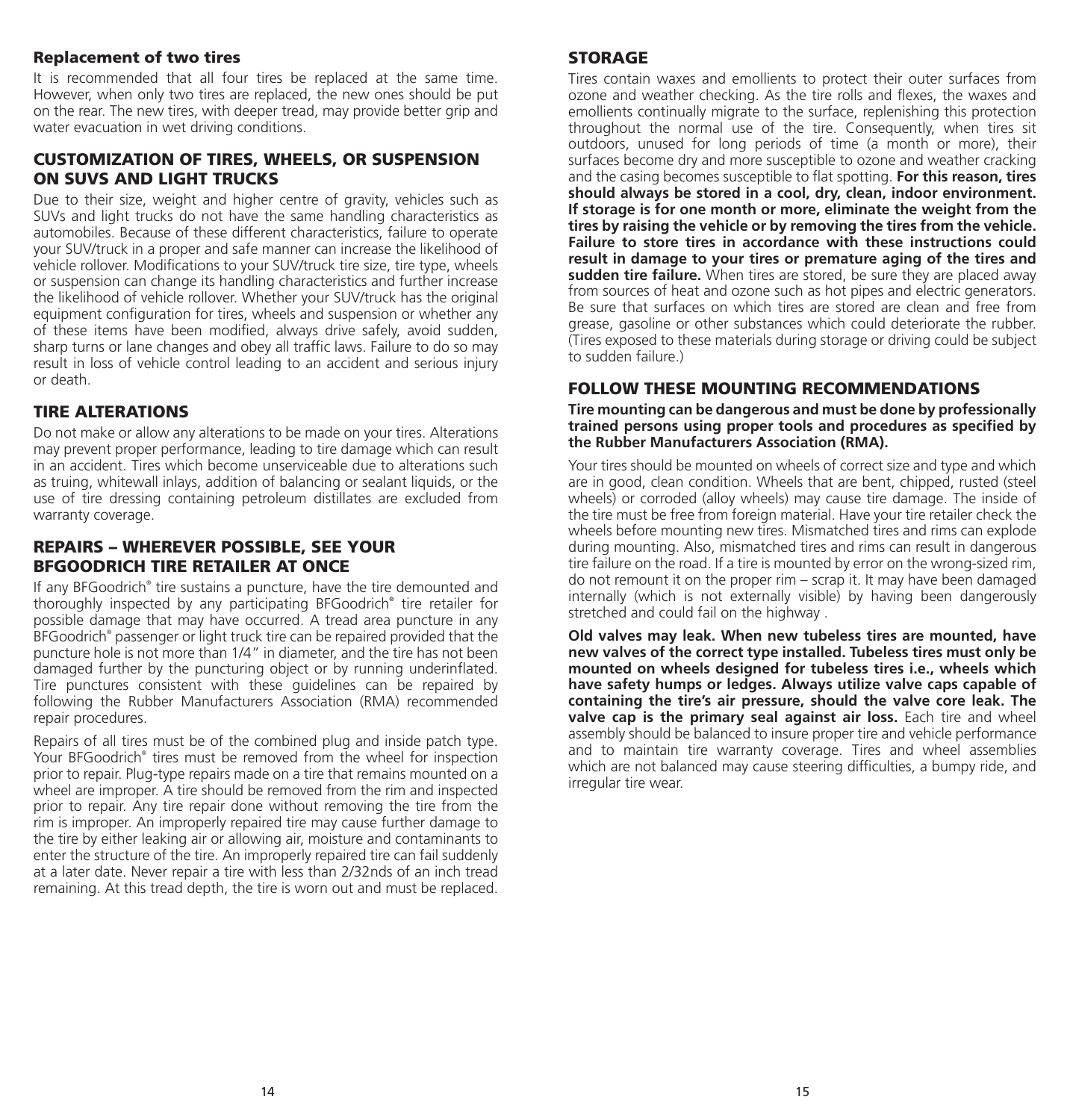### Replacement of two tires

It is recommended that all four tires be replaced at the same time. However, when only two tires are replaced, the new ones should be put on the rear. The new tires, with deeper tread, may provide better grip and water evacuation in wet driving conditions.

## CUSTOMIZATION OF TIRES, WHEELS, OR SUSPENSION ON SUVS AND LIGHT TRUCKS

Due to their size, weight and higher centre of gravity, vehicles such as SUVs and light trucks do not have the same handling characteristics as automobiles. Because of these different characteristics, failure to operate your SUV/truck in a proper and safe manner can increase the likelihood of vehicle rollover. Modifications to your SUV/truck tire size, tire type, wheels or suspension can change its handling characteristics and further increase the likelihood of vehicle rollover. Whether your SUV/truck has the original equipment configuration for tires, wheels and suspension or whether any of these items have been modified, always drive safely, avoid sudden, sharp turns or lane changes and obey all traffic laws. Failure to do so may result in loss of vehicle control leading to an accident and serious injury or death.

## TIRE ALTERATIONS

Do not make or allow any alterations to be made on your tires. Alterations may prevent proper performance, leading to tire damage which can result in an accident. Tires which become unserviceable due to alterations such as truing, whitewall inlays, addition of balancing or sealant liquids, or the use of tire dressing containing petroleum distillates are excluded from warranty coverage.

## REPAIRS – WHEREVER POSSIBLE, SEE YOUR BFGOODRICH TIRE RETAILER AT ONCE

If any BFGoodrich® tire sustains a puncture, have the tire demounted and thoroughly inspected by any participating BFGoodrich® tire retailer for possible damage that may have occurred. A tread area puncture in any BFGoodrich® passenger or light truck tire can be repaired provided that the puncture hole is not more than 1/4" in diameter, and the tire has not been damaged further by the puncturing object or by running underinflated. Tire punctures consistent with these guidelines can be repaired by following the Rubber Manufacturers Association (RMA) recommended repair procedures.

Repairs of all tires must be of the combined plug and inside patch type. Your BFGoodrich® tires must be removed from the wheel for inspection prior to repair. Plug-type repairs made on a tire that remains mounted on a wheel are improper. A tire should be removed from the rim and inspected prior to repair. Any tire repair done without removing the tire from the rim is improper. An improperly repaired tire may cause further damage to the tire by either leaking air or allowing air, moisture and contaminants to enter the structure of the tire. An improperly repaired tire can fail suddenly at a later date. Never repair a tire with less than 2/32nds of an inch tread remaining. At this tread depth, the tire is worn out and must be replaced.

## STORAGE

Tires contain waxes and emollients to protect their outer surfaces from ozone and weather checking. As the tire rolls and flexes, the waxes and emollients continually migrate to the surface, replenishing this protection throughout the normal use of the tire. Consequently, when tires sit outdoors, unused for long periods of time (a month or more), their surfaces become dry and more susceptible to ozone and weather cracking and the casing becomes susceptible to flat spotting. **For this reason, tires should always be stored in a cool, dry, clean, indoor environment. If storage is for one month or more, eliminate the weight from the tires by raising the vehicle or by removing the tires from the vehicle. Failure to store tires in accordance with these instructions could result in damage to your tires or premature aging of the tires and sudden tire failure.** When tires are stored, be sure they are placed away from sources of heat and ozone such as hot pipes and electric generators. Be sure that surfaces on which tires are stored are clean and free from grease, gasoline or other substances which could deteriorate the rubber. (Tires exposed to these materials during storage or driving could be subject to sudden failure.)

## FOLLOW THESE MOUNTING RECOMMENDATIONS

**Tire mounting can be dangerous and must be done by professionally trained persons using proper tools and procedures as specified by the Rubber Manufacturers Association (RMA).**

Your tires should be mounted on wheels of correct size and type and which are in good, clean condition. Wheels that are bent, chipped, rusted (steel wheels) or corroded (alloy wheels) may cause tire damage. The inside of the tire must be free from foreign material. Have your tire retailer check the wheels before mounting new tires. Mismatched tires and rims can explode during mounting. Also, mismatched tires and rims can result in dangerous tire failure on the road. If a tire is mounted by error on the wrong-sized rim, do not remount it on the proper rim – scrap it. It may have been damaged internally (which is not externally visible) by having been dangerously stretched and could fail on the highway .

**Old valves may leak. When new tubeless tires are mounted, have new valves of the correct type installed. Tubeless tires must only be mounted on wheels designed for tubeless tires i.e., wheels which have safety humps or ledges. Always utilize valve caps capable of containing the tire's air pressure, should the valve core leak. The valve cap is the primary seal against air loss.** Each tire and wheel assembly should be balanced to insure proper tire and vehicle performance and to maintain tire warranty coverage. Tires and wheel assemblies which are not balanced may cause steering difficulties, a bumpy ride, and irregular tire wear.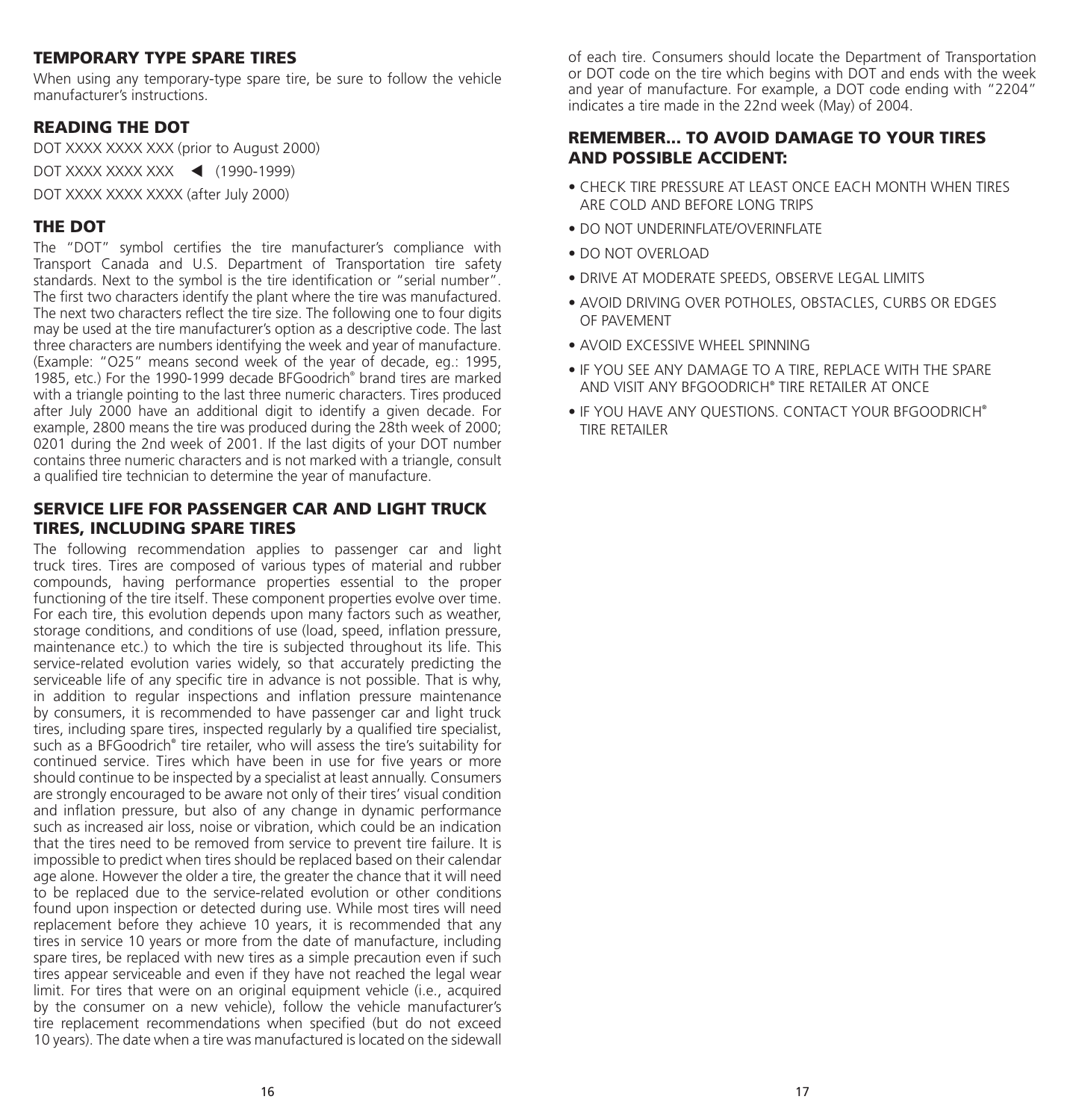## TEMPORARY TYPE SPARE TIRES

When using any temporary-type spare tire, be sure to follow the vehicle manufacturer's instructions.

## READING THE DOT

DOT XXXX XXXX XXX (prior to August 2000)

DOT XXXX XXXX XXX ◀ (1990-1999)

DOT XXXX XXXX XXXX (after July 2000)

## THE DOT

The "DOT" symbol certifies the tire manufacturer's compliance with Transport Canada and U.S. Department of Transportation tire safety standards. Next to the symbol is the tire identification or "serial number". The first two characters identify the plant where the tire was manufactured. The next two characters reflect the tire size. The following one to four digits may be used at the tire manufacturer's option as a descriptive code. The last three characters are numbers identifying the week and year of manufacture. (Example: "O25" means second week of the year of decade, eg.: 1995, 1985, etc.) For the 1990-1999 decade BFGoodrich® brand tires are marked with a triangle pointing to the last three numeric characters. Tires produced after July 2000 have an additional digit to identify a given decade. For example, 2800 means the tire was produced during the 28th week of 2000; 0201 during the 2nd week of 2001. If the last digits of your DOT number contains three numeric characters and is not marked with a triangle, consult a qualified tire technician to determine the year of manufacture.

## SERVICE LIFE FOR PASSENGER CAR AND LIGHT TRUCK TIRES, INCLUDING SPARE TIRES

The following recommendation applies to passenger car and light truck tires. Tires are composed of various types of material and rubber compounds, having performance properties essential to the proper functioning of the tire itself. These component properties evolve over time. For each tire, this evolution depends upon many factors such as weather, storage conditions, and conditions of use (load, speed, inflation pressure, maintenance etc.) to which the tire is subjected throughout its life. This service-related evolution varies widely, so that accurately predicting the serviceable life of any specific tire in advance is not possible. That is why, in addition to regular inspections and inflation pressure maintenance by consumers, it is recommended to have passenger car and light truck tires, including spare tires, inspected regularly by a qualified tire specialist, such as a BFGoodrich® tire retailer, who will assess the tire's suitability for continued service. Tires which have been in use for five years or more should continue to be inspected by a specialist at least annually. Consumers are strongly encouraged to be aware not only of their tires' visual condition and inflation pressure, but also of any change in dynamic performance such as increased air loss, noise or vibration, which could be an indication that the tires need to be removed from service to prevent tire failure. It is impossible to predict when tires should be replaced based on their calendar age alone. However the older a tire, the greater the chance that it will need to be replaced due to the service-related evolution or other conditions found upon inspection or detected during use. While most tires will need replacement before they achieve 10 years, it is recommended that any tires in service 10 years or more from the date of manufacture, including spare tires, be replaced with new tires as a simple precaution even if such tires appear serviceable and even if they have not reached the legal wear limit. For tires that were on an original equipment vehicle (i.e., acquired by the consumer on a new vehicle), follow the vehicle manufacturer's tire replacement recommendations when specified (but do not exceed 10 years). The date when a tire was manufactured is located on the sidewall of each tire. Consumers should locate the Department of Transportation or DOT code on the tire which begins with DOT and ends with the week and year of manufacture. For example, a DOT code ending with "2204" indicates a tire made in the 22nd week (May) of 2004.

## REMEMBER... TO AVOID DAMAGE TO YOUR TIRES AND POSSIBLE ACCIDENT:

- CHECK TIRE PRESSURE AT LEAST ONCE EACH MONTH WHEN TIRES ARE COLD AND BEFORE LONG TRIPS
- DO NOT UNDERINFLATE/OVERINFLATE
- DO NOT OVERLOAD
- DRIVE AT MODERATE SPEEDS, OBSERVE LEGAL LIMITS
- AVOID DRIVING OVER POTHOLES, OBSTACLES, CURBS OR EDGES OF PAVEMENT
- AVOID EXCESSIVE WHEEL SPINNING
- IF YOU SEE ANY DAMAGE TO A TIRE, REPLACE WITH THE SPARE AND VISIT ANY BFGOODRICH® TIRE RETAILER AT ONCE
- IF YOU HAVE ANY QUESTIONS. CONTACT YOUR BFGOODRICH® TIRE RETAILER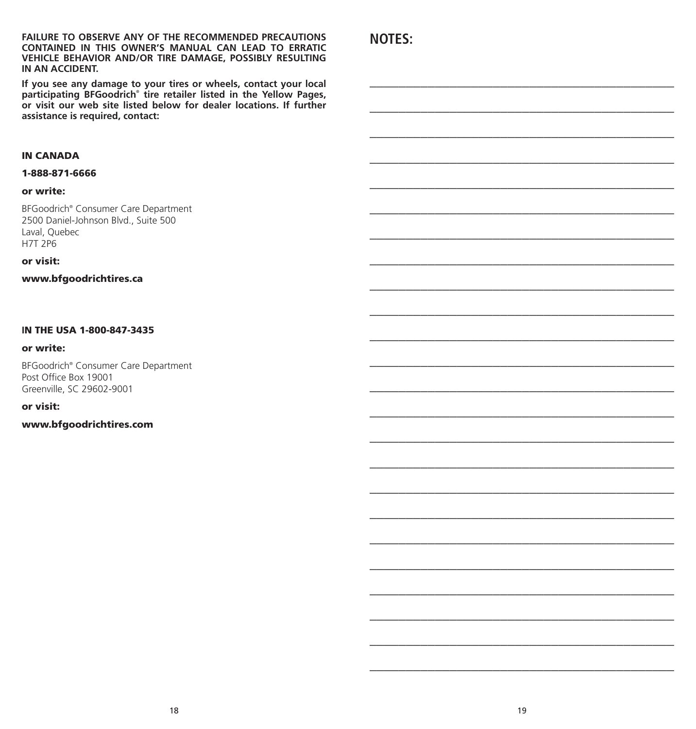**FAILURE TO OBSERVE ANY OF THE RECOMMENDED PRECAUTIONS CONTAINED IN THIS OWNER'S MANUAL CAN LEAD TO ERRATIC VEHICLE BEHAVIOR AND/OR TIRE DAMAGE, POSSIBLY RESULTING IN AN ACCIDENT.**

**If you see any damage to your tires or wheels, contact your local participating BFGoodrich® tire retailer listed in the Yellow Pages, or visit our web site listed below for dealer locations. If further assistance is required, contact:**

**IN CANADA**

**1-888-871-6666**

**or write:**

BFGoodrich® Consumer Care Department
2500 Daniel-Johnson Blvd., Suite 500
Laval, Quebec
H7T 2P6

**or visit:**

**www.bfgoodrichtires.ca**

**IN THE USA 1-800-847-3435**

**or write:**

BFGoodrich® Consumer Care Department
Post Office Box 19001
Greenville, SC 29602-9001

**or visit:**

**www.bfgoodrichtires.com**

## NOTES:

___________________________________________________________

___________________________________________________________

___________________________________________________________

___________________________________________________________

___________________________________________________________

___________________________________________________________

___________________________________________________________

___________________________________________________________

___________________________________________________________

___________________________________________________________

___________________________________________________________

___________________________________________________________

___________________________________________________________

___________________________________________________________

___________________________________________________________

___________________________________________________________

___________________________________________________________

___________________________________________________________

___________________________________________________________

___________________________________________________________

___________________________________________________________

___________________________________________________________

___________________________________________________________

___________________________________________________________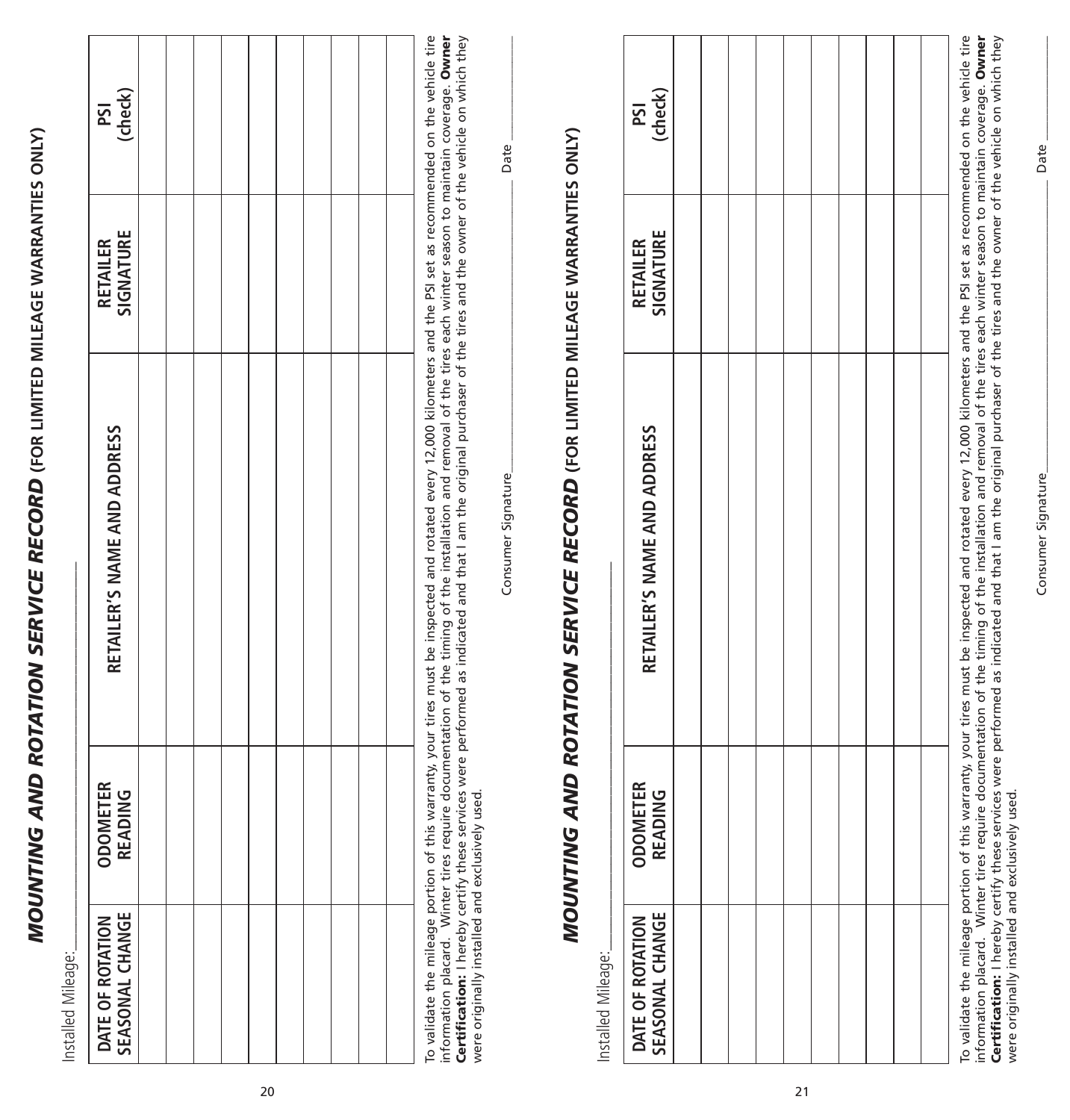# *MOUNTING AND ROTATION SERVICE RECORD* (FOR LIMITED MILEAGE WARRANTIES ONLY)

Installed Mileage:\_\_\_\_\_\_\_\_\_\_\_\_\_\_\_\_\_\_\_\_

| DATE OF ROTATION SEASONAL CHANGE | ODOMETER READING | RETAILER'S NAME AND ADDRESS | RETAILER SIGNATURE | PSI (check) |
|---|---|---|---|---|
| | | | | |
| | | | | |
| | | | | |
| | | | | |
| | | | | |
| | | | | |
| | | | | |
| | | | | |
| | | | | |

To validate the mileage portion of this warranty, your tires must be inspected and rotated every 12,000 kilometers and the PSI set as recommended on the vehicle tire information placard. Winter tires require documentation of the timing of the installation and removal of the tires each winter season to maintain coverage. **Owner Certification:** I hereby certify these services were performed as indicated and that I am the original purchaser of the tires and the owner of the vehicle on which they were originally installed and exclusively used.

Consumer Signature\_\_\_\_\_\_\_\_\_\_\_\_\_\_\_\_\_\_\_\_ Date \_\_\_\_\_\_\_\_\_\_

# *MOUNTING AND ROTATION SERVICE RECORD* (FOR LIMITED MILEAGE WARRANTIES ONLY)

Installed Mileage:\_\_\_\_\_\_\_\_\_\_\_\_\_\_\_\_\_\_\_\_

| DATE OF ROTATION SEASONAL CHANGE | ODOMETER READING | RETAILER'S NAME AND ADDRESS | RETAILER SIGNATURE | PSI (check) |
|---|---|---|---|---|
| | | | | |
| | | | | |
| | | | | |
| | | | | |
| | | | | |
| | | | | |
| | | | | |
| | | | | |
| | | | | |

To validate the mileage portion of this warranty, your tires must be inspected and rotated every 12,000 kilometers and the PSI set as recommended on the vehicle tire information placard. Winter tires require documentation of the timing of the installation and removal of the tires each winter season to maintain coverage. **Owner Certification:** I hereby certify these services were performed as indicated and that I am the original purchaser of the tires and the owner of the vehicle on which they were originally installed and exclusively used.

Consumer Signature\_\_\_\_\_\_\_\_\_\_\_\_\_\_\_\_\_\_\_\_ Date \_\_\_\_\_\_\_\_\_\_